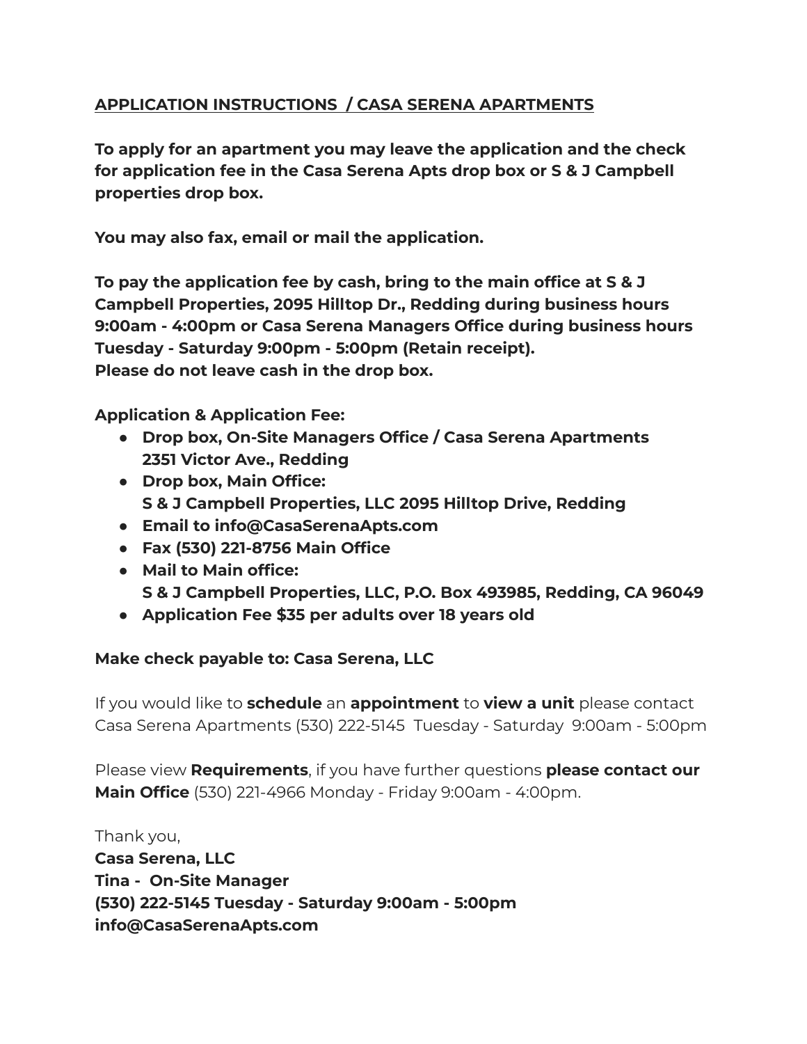**APPLICATION INSTRUCTIONS  / CASA SERENA APARTMENTS**

**To apply for an apartment you may leave the application and the check for application fee in the Casa Serena Apts drop box or S & J Campbell properties drop box.**

**You may also fax, email or mail the application.**

**To pay the application fee by cash, bring to the main office at S & J Campbell Properties, 2095 Hilltop Dr., Redding during business hours 9:00am - 4:00pm or Casa Serena Managers Office during business hours Tuesday - Saturday 9:00pm - 5:00pm (Retain receipt).**
**Please do not leave cash in the drop box.**

**Application & Application Fee:**

- **Drop box, On-Site Managers Office / Casa Serena Apartments 2351 Victor Ave., Redding**
- **Drop box, Main Office: S & J Campbell Properties, LLC 2095 Hilltop Drive, Redding**
- **Email to info@CasaSerenaApts.com**
- **Fax (530) 221-8756 Main Office**
- **Mail to Main office: S & J Campbell Properties, LLC, P.O. Box 493985, Redding, CA 96049**
- **Application Fee $35 per adults over 18 years old**

**Make check payable to: Casa Serena, LLC**

If you would like to **schedule** an **appointment** to **view a unit** please contact Casa Serena Apartments (530) 222-5145  Tuesday - Saturday  9:00am - 5:00pm

Please view **Requirements**, if you have further questions **please contact our Main Office** (530) 221-4966 Monday - Friday 9:00am - 4:00pm.

Thank you,
**Casa Serena, LLC**
**Tina -  On-Site Manager**
**(530) 222-5145 Tuesday - Saturday 9:00am - 5:00pm**
**info@CasaSerenaApts.com**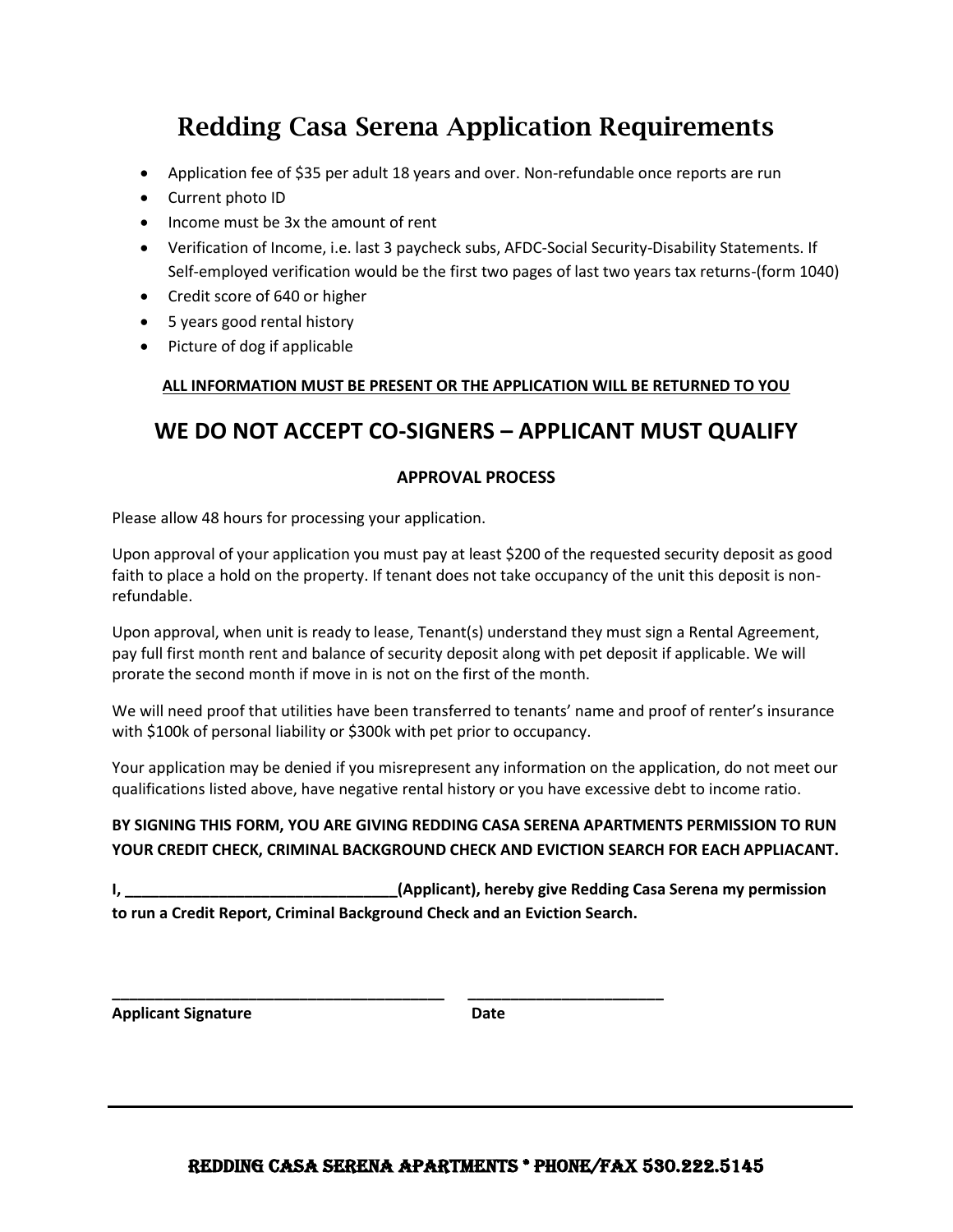# Redding Casa Serena Application Requirements

- Application fee of $35 per adult 18 years and over. Non-refundable once reports are run
- Current photo ID
- Income must be 3x the amount of rent
- Verification of Income, i.e. last 3 paycheck subs, AFDC-Social Security-Disability Statements. If Self-employed verification would be the first two pages of last two years tax returns-(form 1040)
- Credit score of 640 or higher
- 5 years good rental history
- Picture of dog if applicable

**ALL INFORMATION MUST BE PRESENT OR THE APPLICATION WILL BE RETURNED TO YOU**

## WE DO NOT ACCEPT CO-SIGNERS – APPLICANT MUST QUALIFY

### APPROVAL PROCESS

Please allow 48 hours for processing your application.

Upon approval of your application you must pay at least $200 of the requested security deposit as good faith to place a hold on the property. If tenant does not take occupancy of the unit this deposit is non-refundable.

Upon approval, when unit is ready to lease, Tenant(s) understand they must sign a Rental Agreement, pay full first month rent and balance of security deposit along with pet deposit if applicable. We will prorate the second month if move in is not on the first of the month.

We will need proof that utilities have been transferred to tenants' name and proof of renter's insurance with $100k of personal liability or $300k with pet prior to occupancy.

Your application may be denied if you misrepresent any information on the application, do not meet our qualifications listed above, have negative rental history or you have excessive debt to income ratio.

**BY SIGNING THIS FORM, YOU ARE GIVING REDDING CASA SERENA APARTMENTS PERMISSION TO RUN YOUR CREDIT CHECK, CRIMINAL BACKGROUND CHECK AND EVICTION SEARCH FOR EACH APPLIACANT.**

**I, _______________________________(Applicant), hereby give Redding Casa Serena my permission to run a Credit Report, Criminal Background Check and an Eviction Search.**

**______________________________________ Applicant Signature** &nbsp;&nbsp;&nbsp; **______________________ Date**

REDDING CASA SERENA APARTMENTS * PHONE/FAX 530.222.5145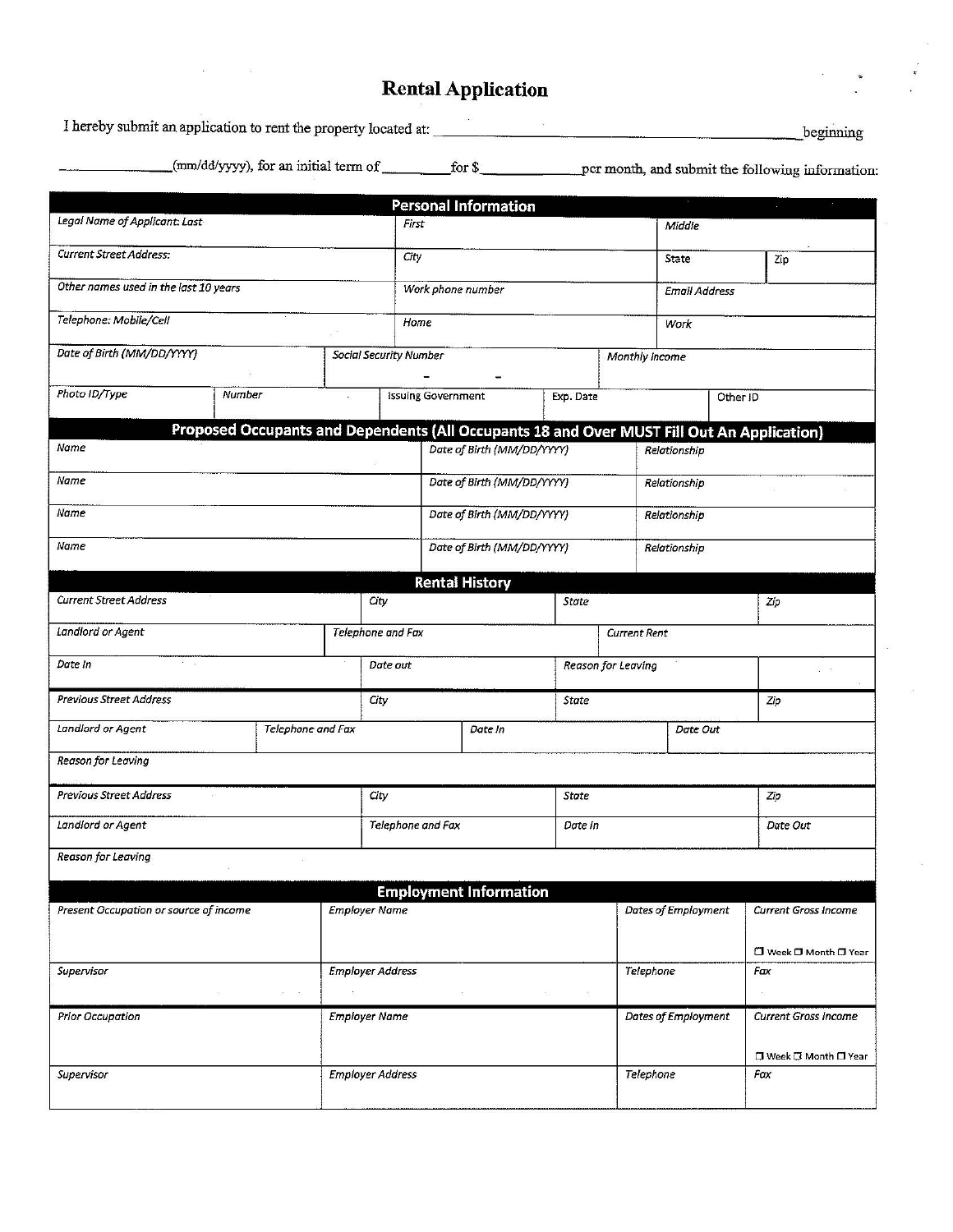# Rental Application

I hereby submit an application to rent the property located at: ______________________________ beginning ____________(mm/dd/yyyy), for an initial term of ________ for $____________ per month, and submit the following information:

## Personal Information

| Legal Name of Applicant: Last | First | Middle | |
|---|---|---|---|
| Current Street Address: | City | State | Zip |
| Other names used in the last 10 years | Work phone number | Email Address | |
| Telephone: Mobile/Cell | Home | Work | |

| Date of Birth (MM/DD/YYYY) | Social Security Number | Monthly Income |
|---|---|---|
| | - - | |

| Photo ID/Type | Number | Issuing Government | Exp. Date | Other ID |
|---|---|---|---|---|
| | | | | |

## Proposed Occupants and Dependents (All Occupants 18 and Over MUST Fill Out An Application)

| Name | Date of Birth (MM/DD/YYYY) | Relationship |
|---|---|---|
| | | |
| | | |
| | | |
| | | |

## Rental History

| Current Street Address | City | State | Zip |
|---|---|---|---|
| | | | |

| Landlord or Agent | Telephone and Fax | Current Rent |
|---|---|---|
| | | |

| Date In | Date out | Reason for Leaving |
|---|---|---|
| | | |

| Previous Street Address | City | State | Zip |
|---|---|---|---|
| | | | |

| Landlord or Agent | Telephone and Fax | Date In | Date Out |
|---|---|---|---|
| | | | |

Reason for Leaving

| Previous Street Address | City | State | Zip |
|---|---|---|---|
| | | | |

| Landlord or Agent | Telephone and Fax | Date In | Date Out |
|---|---|---|---|
| | | | |

Reason for Leaving

## Employment Information

| Present Occupation or source of income | Employer Name | Dates of Employment | Current Gross Income ☐ Week ☐ Month ☐ Year |
|---|---|---|---|
| Supervisor | Employer Address | Telephone | Fax |
| Prior Occupation | Employer Name | Dates of Employment | Current Gross Income ☐ Week ☐ Month ☐ Year |
| Supervisor | Employer Address | Telephone | Fax |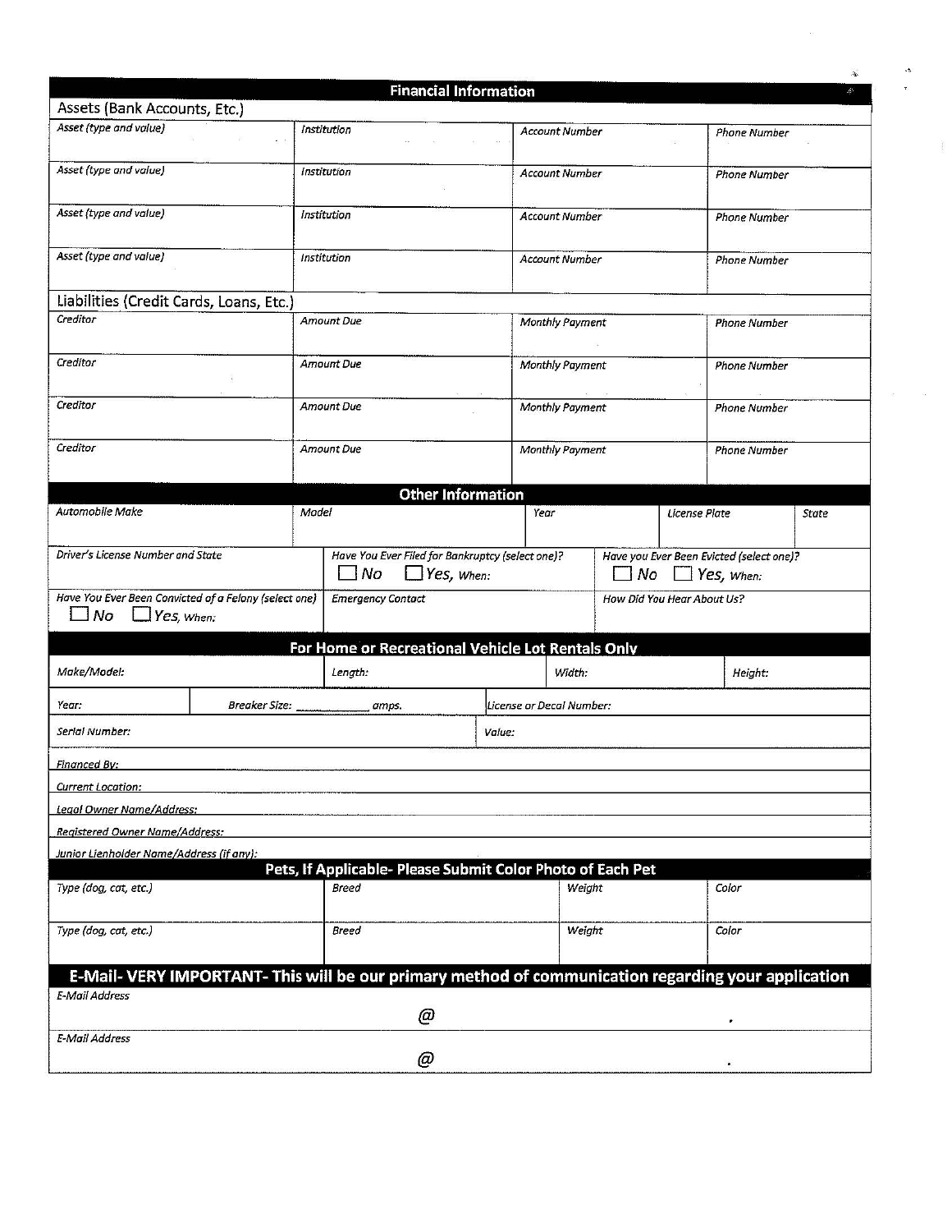## Financial Information

### Assets (Bank Accounts, Etc.)

| Asset (type and value) | Institution | Account Number | Phone Number |
|---|---|---|---|
| | | | |
| | | | |
| | | | |
| | | | |

### Liabilities (Credit Cards, Loans, Etc.)

| Creditor | Amount Due | Monthly Payment | Phone Number |
|---|---|---|---|
| | | | |
| | | | |
| | | | |
| | | | |

## Other Information

| Automobile Make | Model | Year | License Plate | State |
|---|---|---|---|---|
| | | | | |

| Driver's License Number and State | Have You Ever Filed for Bankruptcy (select one)? | Have you Ever Been Evicted (select one)? |
|---|---|---|
| | ☐ No ☐ Yes, When: | ☐ No ☐ Yes, When: |

| Have You Ever Been Convicted of a Felony (select one) | Emergency Contact | How Did You Hear About Us? |
|---|---|---|
| ☐ No ☐ Yes, When: | | |

## For Home or Recreational Vehicle Lot Rentals Only

| | | | |
|---|---|---|---|
| Make/Model: | Length: | Width: | Height: |

| | | |
|---|---|---|
| Year: | Breaker Size: _______ amps. | License or Decal Number: |

| | |
|---|---|
| Serial Number: | Value: |

Financed By:

Current Location:

Legal Owner Name/Address:

Registered Owner Name/Address:

Junior Lienholder Name/Address (if any):

## Pets, If Applicable- Please Submit Color Photo of Each Pet

| Type (dog, cat, etc.) | Breed | Weight | Color |
|---|---|---|---|
| | | | |
| | | | |

## E-Mail- VERY IMPORTANT- This will be our primary method of communication regarding your application

E-Mail Address

@ .

E-Mail Address

@ .